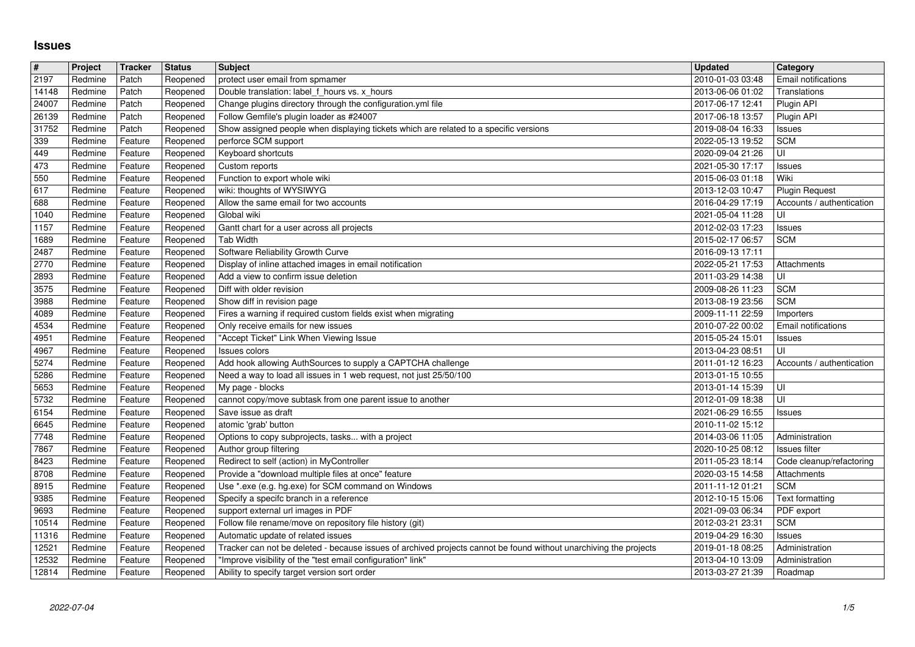# Issues

| # | Project | Tracker | Status | Subject | Updated | Category |
|---|---|---|---|---|---|---|
| 2197 | Redmine | Patch | Reopened | protect user email from spmamer | 2010-01-03 03:48 | Email notifications |
| 14148 | Redmine | Patch | Reopened | Double translation: label_f_hours vs. x_hours | 2013-06-06 01:02 | Translations |
| 24007 | Redmine | Patch | Reopened | Change plugins directory through the configuration.yml file | 2017-06-17 12:41 | Plugin API |
| 26139 | Redmine | Patch | Reopened | Follow Gemfile's plugin loader as #24007 | 2017-06-18 13:57 | Plugin API |
| 31752 | Redmine | Patch | Reopened | Show assigned people when displaying tickets which are related to a specific versions | 2019-08-04 16:33 | Issues |
| 339 | Redmine | Feature | Reopened | perforce SCM support | 2022-05-13 19:52 | SCM |
| 449 | Redmine | Feature | Reopened | Keyboard shortcuts | 2020-09-04 21:26 | UI |
| 473 | Redmine | Feature | Reopened | Custom reports | 2021-05-30 17:17 | Issues |
| 550 | Redmine | Feature | Reopened | Function to export whole wiki | 2015-06-03 01:18 | Wiki |
| 617 | Redmine | Feature | Reopened | wiki: thoughts of WYSIWYG | 2013-12-03 10:47 | Plugin Request |
| 688 | Redmine | Feature | Reopened | Allow the same email for two accounts | 2016-04-29 17:19 | Accounts / authentication |
| 1040 | Redmine | Feature | Reopened | Global wiki | 2021-05-04 11:28 | UI |
| 1157 | Redmine | Feature | Reopened | Gantt chart for a user across all projects | 2012-02-03 17:23 | Issues |
| 1689 | Redmine | Feature | Reopened | Tab Width | 2015-02-17 06:57 | SCM |
| 2487 | Redmine | Feature | Reopened | Software Reliability Growth Curve | 2016-09-13 17:11 | |
| 2770 | Redmine | Feature | Reopened | Display of inline attached images in email notification | 2022-05-21 17:53 | Attachments |
| 2893 | Redmine | Feature | Reopened | Add a view to confirm issue deletion | 2011-03-29 14:38 | UI |
| 3575 | Redmine | Feature | Reopened | Diff with older revision | 2009-08-26 11:23 | SCM |
| 3988 | Redmine | Feature | Reopened | Show diff in revision page | 2013-08-19 23:56 | SCM |
| 4089 | Redmine | Feature | Reopened | Fires a warning if required custom fields exist when migrating | 2009-11-11 22:59 | Importers |
| 4534 | Redmine | Feature | Reopened | Only receive emails for new issues | 2010-07-22 00:02 | Email notifications |
| 4951 | Redmine | Feature | Reopened | "Accept Ticket" Link When Viewing Issue | 2015-05-24 15:01 | Issues |
| 4967 | Redmine | Feature | Reopened | Issues colors | 2013-04-23 08:51 | UI |
| 5274 | Redmine | Feature | Reopened | Add hook allowing AuthSources to supply a CAPTCHA challenge | 2011-01-12 16:23 | Accounts / authentication |
| 5286 | Redmine | Feature | Reopened | Need a way to load all issues in 1 web request, not just 25/50/100 | 2013-01-15 10:55 | |
| 5653 | Redmine | Feature | Reopened | My page - blocks | 2013-01-14 15:39 | UI |
| 5732 | Redmine | Feature | Reopened | cannot copy/move subtask from one parent issue to another | 2012-01-09 18:38 | UI |
| 6154 | Redmine | Feature | Reopened | Save issue as draft | 2021-06-29 16:55 | Issues |
| 6645 | Redmine | Feature | Reopened | atomic 'grab' button | 2010-11-02 15:12 | |
| 7748 | Redmine | Feature | Reopened | Options to copy subprojects, tasks... with a project | 2014-03-06 11:05 | Administration |
| 7867 | Redmine | Feature | Reopened | Author group filtering | 2020-10-25 08:12 | Issues filter |
| 8423 | Redmine | Feature | Reopened | Redirect to self (action) in MyController | 2011-05-23 18:14 | Code cleanup/refactoring |
| 8708 | Redmine | Feature | Reopened | Provide a "download multiple files at once" feature | 2020-03-15 14:58 | Attachments |
| 8915 | Redmine | Feature | Reopened | Use *.exe (e.g. hg.exe) for SCM command on Windows | 2011-11-12 01:21 | SCM |
| 9385 | Redmine | Feature | Reopened | Specify a specifc branch in a reference | 2012-10-15 15:06 | Text formatting |
| 9693 | Redmine | Feature | Reopened | support external url images in PDF | 2021-09-03 06:34 | PDF export |
| 10514 | Redmine | Feature | Reopened | Follow file rename/move on repository file history (git) | 2012-03-21 23:31 | SCM |
| 11316 | Redmine | Feature | Reopened | Automatic update of related issues | 2019-04-29 16:30 | Issues |
| 12521 | Redmine | Feature | Reopened | Tracker can not be deleted - because issues of archived projects cannot be found without unarchiving the projects | 2019-01-18 08:25 | Administration |
| 12532 | Redmine | Feature | Reopened | "Improve visibility of the "test email configuration" link" | 2013-04-10 13:09 | Administration |
| 12814 | Redmine | Feature | Reopened | Ability to specify target version sort order | 2013-03-27 21:39 | Roadmap |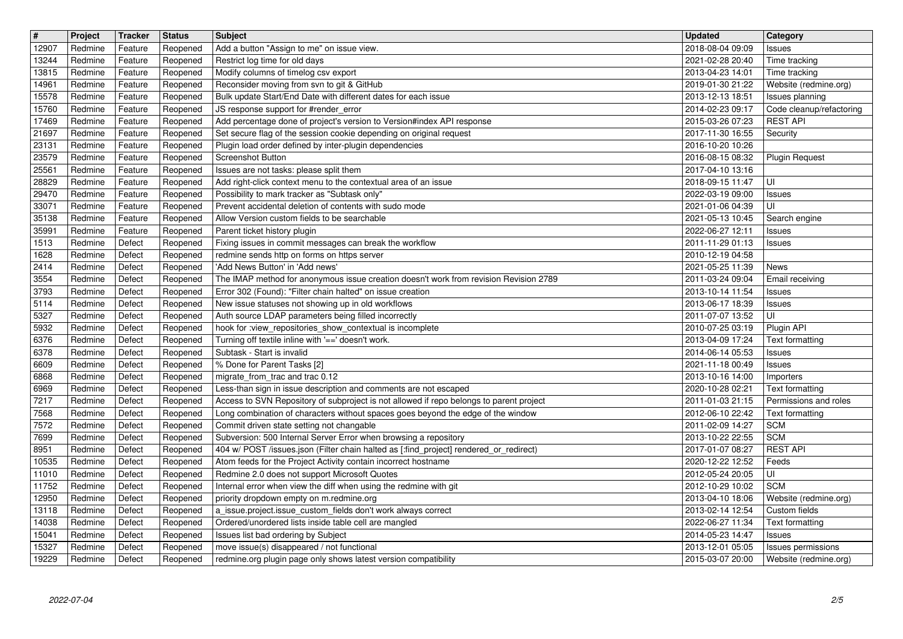| # | Project | Tracker | Status | Subject | Updated | Category |
| --- | --- | --- | --- | --- | --- | --- |
| 12907 | Redmine | Feature | Reopened | Add a button "Assign to me" on issue view. | 2018-08-04 09:09 | Issues |
| 13244 | Redmine | Feature | Reopened | Restrict log time for old days | 2021-02-28 20:40 | Time tracking |
| 13815 | Redmine | Feature | Reopened | Modify columns of timelog csv export | 2013-04-23 14:01 | Time tracking |
| 14961 | Redmine | Feature | Reopened | Reconsider moving from svn to git & GitHub | 2019-01-30 21:22 | Website (redmine.org) |
| 15578 | Redmine | Feature | Reopened | Bulk update Start/End Date with different dates for each issue | 2013-12-13 18:51 | Issues planning |
| 15760 | Redmine | Feature | Reopened | JS response support for #render_error | 2014-02-23 09:17 | Code cleanup/refactoring |
| 17469 | Redmine | Feature | Reopened | Add percentage done of project's version to Version#index API response | 2015-03-26 07:23 | REST API |
| 21697 | Redmine | Feature | Reopened | Set secure flag of the session cookie depending on original request | 2017-11-30 16:55 | Security |
| 23131 | Redmine | Feature | Reopened | Plugin load order defined by inter-plugin dependencies | 2016-10-20 10:26 | |
| 23579 | Redmine | Feature | Reopened | Screenshot Button | 2016-08-15 08:32 | Plugin Request |
| 25561 | Redmine | Feature | Reopened | Issues are not tasks: please split them | 2017-04-10 13:16 | |
| 28829 | Redmine | Feature | Reopened | Add right-click context menu to the contextual area of an issue | 2018-09-15 11:47 | UI |
| 29470 | Redmine | Feature | Reopened | Possibility to mark tracker as "Subtask only" | 2022-03-19 09:00 | Issues |
| 33071 | Redmine | Feature | Reopened | Prevent accidental deletion of contents with sudo mode | 2021-01-06 04:39 | UI |
| 35138 | Redmine | Feature | Reopened | Allow Version custom fields to be searchable | 2021-05-13 10:45 | Search engine |
| 35991 | Redmine | Feature | Reopened | Parent ticket history plugin | 2022-06-27 12:11 | Issues |
| 1513 | Redmine | Defect | Reopened | Fixing issues in commit messages can break the workflow | 2011-11-29 01:13 | Issues |
| 1628 | Redmine | Defect | Reopened | redmine sends http on forms on https server | 2010-12-19 04:58 | |
| 2414 | Redmine | Defect | Reopened | 'Add News Button' in 'Add news' | 2021-05-25 11:39 | News |
| 3554 | Redmine | Defect | Reopened | The IMAP method for anonymous issue creation doesn't work from revision Revision 2789 | 2011-03-24 09:04 | Email receiving |
| 3793 | Redmine | Defect | Reopened | Error 302 (Found): "Filter chain halted" on issue creation | 2013-10-14 11:54 | Issues |
| 5114 | Redmine | Defect | Reopened | New issue statuses not showing up in old workflows | 2013-06-17 18:39 | Issues |
| 5327 | Redmine | Defect | Reopened | Auth source LDAP parameters being filled incorrectly | 2011-07-07 13:52 | UI |
| 5932 | Redmine | Defect | Reopened | hook for :view_repositories_show_contextual is incomplete | 2010-07-25 03:19 | Plugin API |
| 6376 | Redmine | Defect | Reopened | Turning off textile inline with '==' doesn't work. | 2013-04-09 17:24 | Text formatting |
| 6378 | Redmine | Defect | Reopened | Subtask - Start is invalid | 2014-06-14 05:53 | Issues |
| 6609 | Redmine | Defect | Reopened | % Done for Parent Tasks [2] | 2021-11-18 00:49 | Issues |
| 6868 | Redmine | Defect | Reopened | migrate_from_trac and trac 0.12 | 2013-10-16 14:00 | Importers |
| 6969 | Redmine | Defect | Reopened | Less-than sign in issue description and comments are not escaped | 2020-10-28 02:21 | Text formatting |
| 7217 | Redmine | Defect | Reopened | Access to SVN Repository of subproject is not allowed if repo belongs to parent project | 2011-01-03 21:15 | Permissions and roles |
| 7568 | Redmine | Defect | Reopened | Long combination of characters without spaces goes beyond the edge of the window | 2012-06-10 22:42 | Text formatting |
| 7572 | Redmine | Defect | Reopened | Commit driven state setting not changable | 2011-02-09 14:27 | SCM |
| 7699 | Redmine | Defect | Reopened | Subversion: 500 Internal Server Error when browsing a repository | 2013-10-22 22:55 | SCM |
| 8951 | Redmine | Defect | Reopened | 404 w/ POST /issues.json (Filter chain halted as [:find_project] rendered_or_redirect) | 2017-01-07 08:27 | REST API |
| 10535 | Redmine | Defect | Reopened | Atom feeds for the Project Activity contain incorrect hostname | 2020-12-22 12:52 | Feeds |
| 11010 | Redmine | Defect | Reopened | Redmine 2.0 does not support Microsoft Quotes | 2012-05-24 20:05 | UI |
| 11752 | Redmine | Defect | Reopened | Internal error when view the diff when using the redmine with git | 2012-10-29 10:02 | SCM |
| 12950 | Redmine | Defect | Reopened | priority dropdown empty on m.redmine.org | 2013-04-10 18:06 | Website (redmine.org) |
| 13118 | Redmine | Defect | Reopened | a_issue.project.issue_custom_fields don't work always correct | 2013-02-14 12:54 | Custom fields |
| 14038 | Redmine | Defect | Reopened | Ordered/unordered lists inside table cell are mangled | 2022-06-27 11:34 | Text formatting |
| 15041 | Redmine | Defect | Reopened | Issues list bad ordering by Subject | 2014-05-23 14:47 | Issues |
| 15327 | Redmine | Defect | Reopened | move issue(s) disappeared / not functional | 2013-12-01 05:05 | Issues permissions |
| 19229 | Redmine | Defect | Reopened | redmine.org plugin page only shows latest version compatibility | 2015-03-07 20:00 | Website (redmine.org) |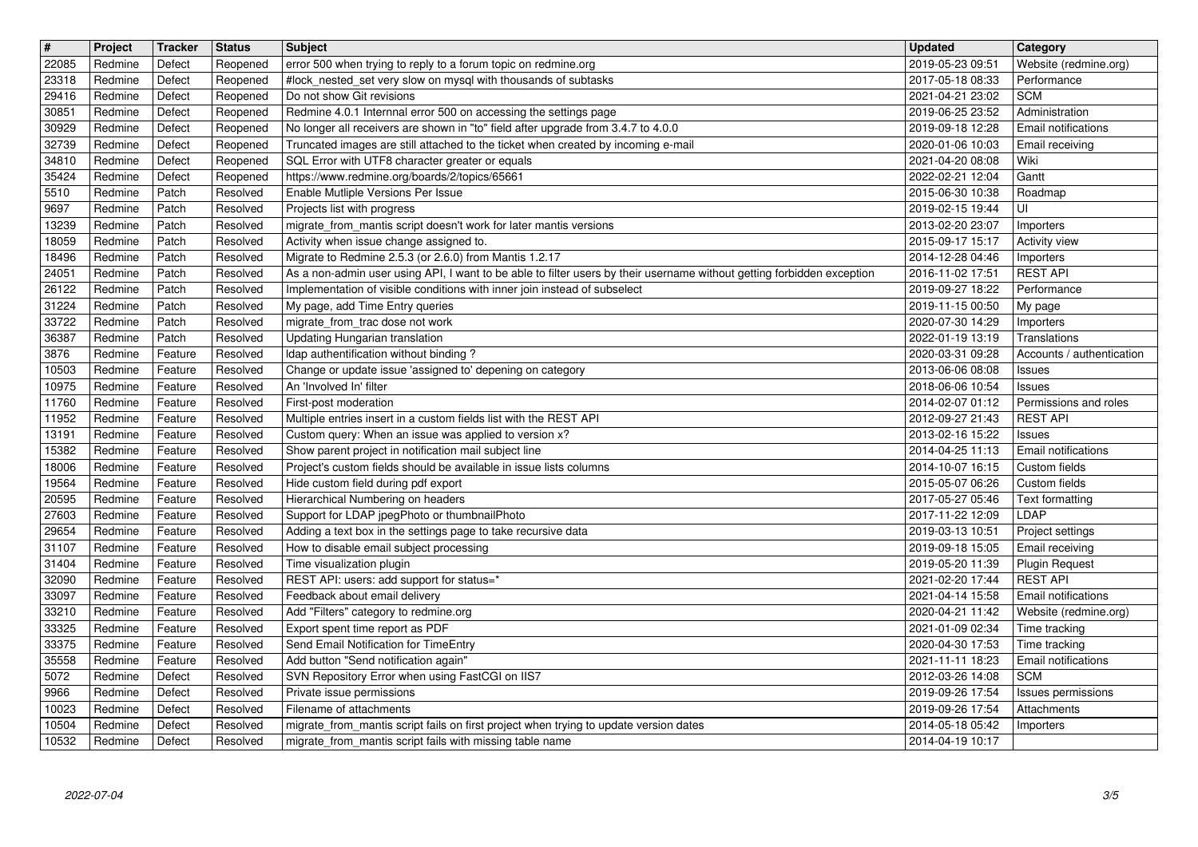| # | Project | Tracker | Status | Subject | Updated | Category |
|---|---|---|---|---|---|---|
| 22085 | Redmine | Defect | Reopened | error 500 when trying to reply to a forum topic on redmine.org | 2019-05-23 09:51 | Website (redmine.org) |
| 23318 | Redmine | Defect | Reopened | #lock_nested_set very slow on mysql with thousands of subtasks | 2017-05-18 08:33 | Performance |
| 29416 | Redmine | Defect | Reopened | Do not show Git revisions | 2021-04-21 23:02 | SCM |
| 30851 | Redmine | Defect | Reopened | Redmine 4.0.1 Internnal error 500 on accessing the settings page | 2019-06-25 23:52 | Administration |
| 30929 | Redmine | Defect | Reopened | No longer all receivers are shown in "to" field after upgrade from 3.4.7 to 4.0.0 | 2019-09-18 12:28 | Email notifications |
| 32739 | Redmine | Defect | Reopened | Truncated images are still attached to the ticket when created by incoming e-mail | 2020-01-06 10:03 | Email receiving |
| 34810 | Redmine | Defect | Reopened | SQL Error with UTF8 character greater or equals | 2021-04-20 08:08 | Wiki |
| 35424 | Redmine | Defect | Reopened | https://www.redmine.org/boards/2/topics/65661 | 2022-02-21 12:04 | Gantt |
| 5510 | Redmine | Patch | Resolved | Enable Mutliple Versions Per Issue | 2015-06-30 10:38 | Roadmap |
| 9697 | Redmine | Patch | Resolved | Projects list with progress | 2019-02-15 19:44 | UI |
| 13239 | Redmine | Patch | Resolved | migrate_from_mantis script doesn't work for later mantis versions | 2013-02-20 23:07 | Importers |
| 18059 | Redmine | Patch | Resolved | Activity when issue change assigned to. | 2015-09-17 15:17 | Activity view |
| 18496 | Redmine | Patch | Resolved | Migrate to Redmine 2.5.3 (or 2.6.0) from Mantis 1.2.17 | 2014-12-28 04:46 | Importers |
| 24051 | Redmine | Patch | Resolved | As a non-admin user using API, I want to be able to filter users by their username without getting forbidden exception | 2016-11-02 17:51 | REST API |
| 26122 | Redmine | Patch | Resolved | Implementation of visible conditions with inner join instead of subselect | 2019-09-27 18:22 | Performance |
| 31224 | Redmine | Patch | Resolved | My page, add Time Entry queries | 2019-11-15 00:50 | My page |
| 33722 | Redmine | Patch | Resolved | migrate_from_trac dose not work | 2020-07-30 14:29 | Importers |
| 36387 | Redmine | Patch | Resolved | Updating Hungarian translation | 2022-01-19 13:19 | Translations |
| 3876 | Redmine | Feature | Resolved | ldap authentification without binding ? | 2020-03-31 09:28 | Accounts / authentication |
| 10503 | Redmine | Feature | Resolved | Change or update issue 'assigned to' depening on category | 2013-06-06 08:08 | Issues |
| 10975 | Redmine | Feature | Resolved | An 'Involved In' filter | 2018-06-06 10:54 | Issues |
| 11760 | Redmine | Feature | Resolved | First-post moderation | 2014-02-07 01:12 | Permissions and roles |
| 11952 | Redmine | Feature | Resolved | Multiple entries insert in a custom fields list with the REST API | 2012-09-27 21:43 | REST API |
| 13191 | Redmine | Feature | Resolved | Custom query: When an issue was applied to version x? | 2013-02-16 15:22 | Issues |
| 15382 | Redmine | Feature | Resolved | Show parent project in notification mail subject line | 2014-04-25 11:13 | Email notifications |
| 18006 | Redmine | Feature | Resolved | Project's custom fields should be available in issue lists columns | 2014-10-07 16:15 | Custom fields |
| 19564 | Redmine | Feature | Resolved | Hide custom field during pdf export | 2015-05-07 06:26 | Custom fields |
| 20595 | Redmine | Feature | Resolved | Hierarchical Numbering on headers | 2017-05-27 05:46 | Text formatting |
| 27603 | Redmine | Feature | Resolved | Support for LDAP jpegPhoto or thumbnailPhoto | 2017-11-22 12:09 | LDAP |
| 29654 | Redmine | Feature | Resolved | Adding a text box in the settings page to take recursive data | 2019-03-13 10:51 | Project settings |
| 31107 | Redmine | Feature | Resolved | How to disable email subject processing | 2019-09-18 15:05 | Email receiving |
| 31404 | Redmine | Feature | Resolved | Time visualization plugin | 2019-05-20 11:39 | Plugin Request |
| 32090 | Redmine | Feature | Resolved | REST API: users: add support for status=* | 2021-02-20 17:44 | REST API |
| 33097 | Redmine | Feature | Resolved | Feedback about email delivery | 2021-04-14 15:58 | Email notifications |
| 33210 | Redmine | Feature | Resolved | Add "Filters" category to redmine.org | 2020-04-21 11:42 | Website (redmine.org) |
| 33325 | Redmine | Feature | Resolved | Export spent time report as PDF | 2021-01-09 02:34 | Time tracking |
| 33375 | Redmine | Feature | Resolved | Send Email Notification for TimeEntry | 2020-04-30 17:53 | Time tracking |
| 35558 | Redmine | Feature | Resolved | Add button "Send notification again" | 2021-11-11 18:23 | Email notifications |
| 5072 | Redmine | Defect | Resolved | SVN Repository Error when using FastCGI on IIS7 | 2012-03-26 14:08 | SCM |
| 9966 | Redmine | Defect | Resolved | Private issue permissions | 2019-09-26 17:54 | Issues permissions |
| 10023 | Redmine | Defect | Resolved | Filename of attachments | 2019-09-26 17:54 | Attachments |
| 10504 | Redmine | Defect | Resolved | migrate_from_mantis script fails on first project when trying to update version dates | 2014-05-18 05:42 | Importers |
| 10532 | Redmine | Defect | Resolved | migrate_from_mantis script fails with missing table name | 2014-04-19 10:17 | |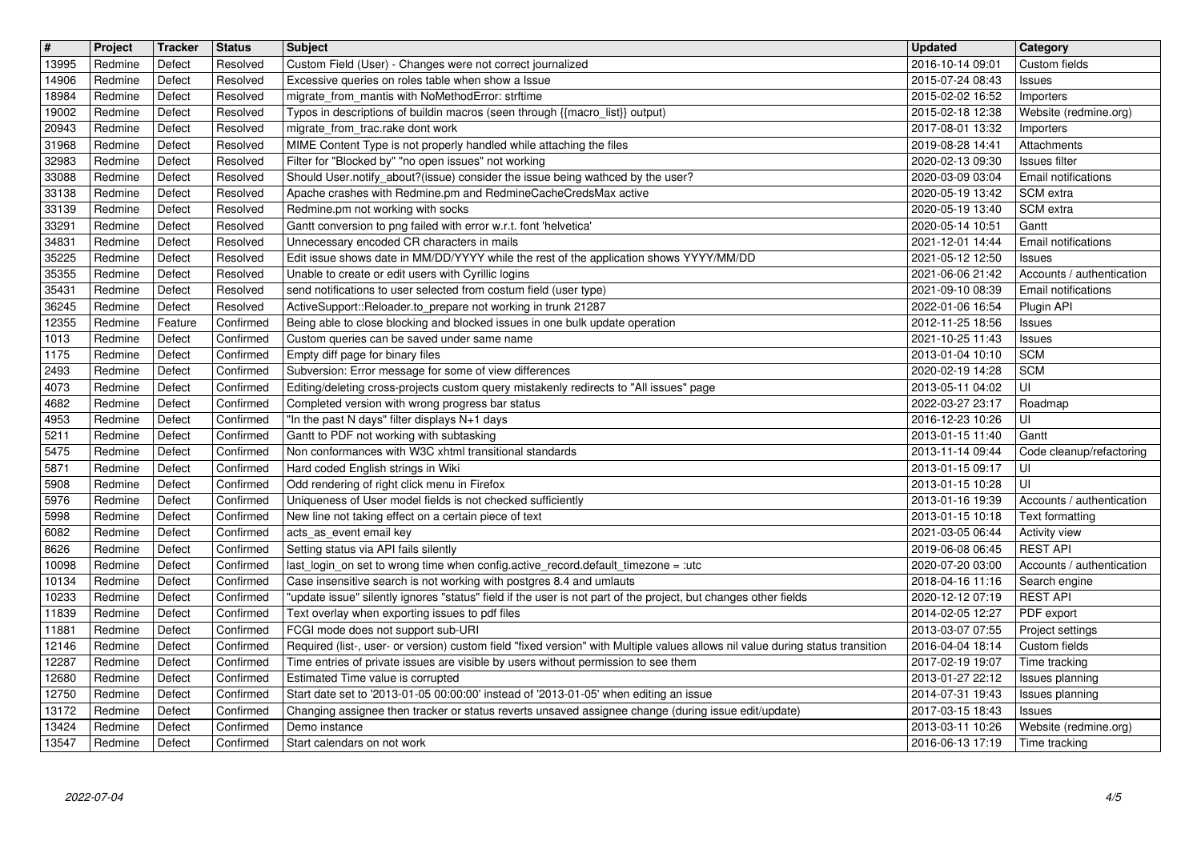| # | Project | Tracker | Status | Subject | Updated | Category |
| --- | --- | --- | --- | --- | --- | --- |
| 13995 | Redmine | Defect | Resolved | Custom Field (User) - Changes were not correct journalized | 2016-10-14 09:01 | Custom fields |
| 14906 | Redmine | Defect | Resolved | Excessive queries on roles table when show a Issue | 2015-07-24 08:43 | Issues |
| 18984 | Redmine | Defect | Resolved | migrate_from_mantis with NoMethodError: strftime | 2015-02-02 16:52 | Importers |
| 19002 | Redmine | Defect | Resolved | Typos in descriptions of buildin macros (seen through {{macro_list}} output) | 2015-02-18 12:38 | Website (redmine.org) |
| 20943 | Redmine | Defect | Resolved | migrate_from_trac.rake dont work | 2017-08-01 13:32 | Importers |
| 31968 | Redmine | Defect | Resolved | MIME Content Type is not properly handled while attaching the files | 2019-08-28 14:41 | Attachments |
| 32983 | Redmine | Defect | Resolved | Filter for "Blocked by" "no open issues" not working | 2020-02-13 09:30 | Issues filter |
| 33088 | Redmine | Defect | Resolved | Should User.notify_about?(issue) consider the issue being wathced by the user? | 2020-03-09 03:04 | Email notifications |
| 33138 | Redmine | Defect | Resolved | Apache crashes with Redmine.pm and RedmineCacheCredsMax active | 2020-05-19 13:42 | SCM extra |
| 33139 | Redmine | Defect | Resolved | Redmine.pm not working with socks | 2020-05-19 13:40 | SCM extra |
| 33291 | Redmine | Defect | Resolved | Gantt conversion to png failed with error w.r.t. font 'helvetica' | 2020-05-14 10:51 | Gantt |
| 34831 | Redmine | Defect | Resolved | Unnecessary encoded CR characters in mails | 2021-12-01 14:44 | Email notifications |
| 35225 | Redmine | Defect | Resolved | Edit issue shows date in MM/DD/YYYY while the rest of the application shows YYYY/MM/DD | 2021-05-12 12:50 | Issues |
| 35355 | Redmine | Defect | Resolved | Unable to create or edit users with Cyrillic logins | 2021-06-06 21:42 | Accounts / authentication |
| 35431 | Redmine | Defect | Resolved | send notifications to user selected from costum field (user type) | 2021-09-10 08:39 | Email notifications |
| 36245 | Redmine | Defect | Resolved | ActiveSupport::Reloader.to_prepare not working in trunk 21287 | 2022-01-06 16:54 | Plugin API |
| 12355 | Redmine | Feature | Confirmed | Being able to close blocking and blocked issues in one bulk update operation | 2012-11-25 18:56 | Issues |
| 1013 | Redmine | Defect | Confirmed | Custom queries can be saved under same name | 2021-10-25 11:43 | Issues |
| 1175 | Redmine | Defect | Confirmed | Empty diff page for binary files | 2013-01-04 10:10 | SCM |
| 2493 | Redmine | Defect | Confirmed | Subversion: Error message for some of view differences | 2020-02-19 14:28 | SCM |
| 4073 | Redmine | Defect | Confirmed | Editing/deleting cross-projects custom query mistakenly redirects to "All issues" page | 2013-05-11 04:02 | UI |
| 4682 | Redmine | Defect | Confirmed | Completed version with wrong progress bar status | 2022-03-27 23:17 | Roadmap |
| 4953 | Redmine | Defect | Confirmed | "In the past N days" filter displays N+1 days | 2016-12-23 10:26 | UI |
| 5211 | Redmine | Defect | Confirmed | Gantt to PDF not working with subtasking | 2013-01-15 11:40 | Gantt |
| 5475 | Redmine | Defect | Confirmed | Non conformances with W3C xhtml transitional standards | 2013-11-14 09:44 | Code cleanup/refactoring |
| 5871 | Redmine | Defect | Confirmed | Hard coded English strings in Wiki | 2013-01-15 09:17 | UI |
| 5908 | Redmine | Defect | Confirmed | Odd rendering of right click menu in Firefox | 2013-01-15 10:28 | UI |
| 5976 | Redmine | Defect | Confirmed | Uniqueness of User model fields is not checked sufficiently | 2013-01-16 19:39 | Accounts / authentication |
| 5998 | Redmine | Defect | Confirmed | New line not taking effect on a certain piece of text | 2013-01-15 10:18 | Text formatting |
| 6082 | Redmine | Defect | Confirmed | acts_as_event email key | 2021-03-05 06:44 | Activity view |
| 8626 | Redmine | Defect | Confirmed | Setting status via API fails silently | 2019-06-08 06:45 | REST API |
| 10098 | Redmine | Defect | Confirmed | last_login_on set to wrong time when config.active_record.default_timezone = :utc | 2020-07-20 03:00 | Accounts / authentication |
| 10134 | Redmine | Defect | Confirmed | Case insensitive search is not working with postgres 8.4 and umlauts | 2018-04-16 11:16 | Search engine |
| 10233 | Redmine | Defect | Confirmed | "update issue" silently ignores "status" field if the user is not part of the project, but changes other fields | 2020-12-12 07:19 | REST API |
| 11839 | Redmine | Defect | Confirmed | Text overlay when exporting issues to pdf files | 2014-02-05 12:27 | PDF export |
| 11881 | Redmine | Defect | Confirmed | FCGI mode does not support sub-URI | 2013-03-07 07:55 | Project settings |
| 12146 | Redmine | Defect | Confirmed | Required (list-, user- or version) custom field "fixed version" with Multiple values allows nil value during status transition | 2016-04-04 18:14 | Custom fields |
| 12287 | Redmine | Defect | Confirmed | Time entries of private issues are visible by users without permission to see them | 2017-02-19 19:07 | Time tracking |
| 12680 | Redmine | Defect | Confirmed | Estimated Time value is corrupted | 2013-01-27 22:12 | Issues planning |
| 12750 | Redmine | Defect | Confirmed | Start date set to '2013-01-05 00:00:00' instead of '2013-01-05' when editing an issue | 2014-07-31 19:43 | Issues planning |
| 13172 | Redmine | Defect | Confirmed | Changing assignee then tracker or status reverts unsaved assignee change (during issue edit/update) | 2017-03-15 18:43 | Issues |
| 13424 | Redmine | Defect | Confirmed | Demo instance | 2013-03-11 10:26 | Website (redmine.org) |
| 13547 | Redmine | Defect | Confirmed | Start calendars on not work | 2016-06-13 17:19 | Time tracking |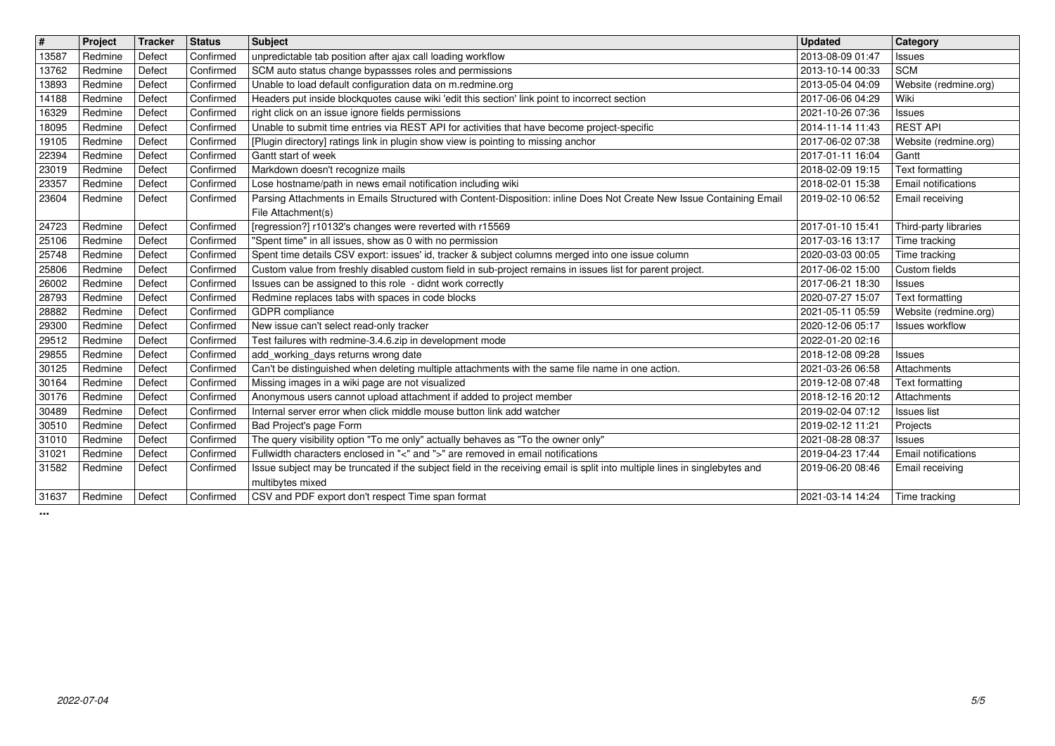| # | Project | Tracker | Status | Subject | Updated | Category |
| --- | --- | --- | --- | --- | --- | --- |
| 13587 | Redmine | Defect | Confirmed | unpredictable tab position after ajax call loading workflow | 2013-08-09 01:47 | Issues |
| 13762 | Redmine | Defect | Confirmed | SCM auto status change bypassses roles and permissions | 2013-10-14 00:33 | SCM |
| 13893 | Redmine | Defect | Confirmed | Unable to load default configuration data on m.redmine.org | 2013-05-04 04:09 | Website (redmine.org) |
| 14188 | Redmine | Defect | Confirmed | Headers put inside blockquotes cause wiki 'edit this section' link point to incorrect section | 2017-06-06 04:29 | Wiki |
| 16329 | Redmine | Defect | Confirmed | right click on an issue ignore fields permissions | 2021-10-26 07:36 | Issues |
| 18095 | Redmine | Defect | Confirmed | Unable to submit time entries via REST API for activities that have become project-specific | 2014-11-14 11:43 | REST API |
| 19105 | Redmine | Defect | Confirmed | [Plugin directory] ratings link in plugin show view is pointing to missing anchor | 2017-06-02 07:38 | Website (redmine.org) |
| 22394 | Redmine | Defect | Confirmed | Gantt start of week | 2017-01-11 16:04 | Gantt |
| 23019 | Redmine | Defect | Confirmed | Markdown doesn't recognize mails | 2018-02-09 19:15 | Text formatting |
| 23357 | Redmine | Defect | Confirmed | Lose hostname/path in news email notification including wiki | 2018-02-01 15:38 | Email notifications |
| 23604 | Redmine | Defect | Confirmed | Parsing Attachments in Emails Structured with Content-Disposition: inline Does Not Create New Issue Containing Email File Attachment(s) | 2019-02-10 06:52 | Email receiving |
| 24723 | Redmine | Defect | Confirmed | [regression?] r10132's changes were reverted with r15569 | 2017-01-10 15:41 | Third-party libraries |
| 25106 | Redmine | Defect | Confirmed | "Spent time" in all issues, show as 0 with no permission | 2017-03-16 13:17 | Time tracking |
| 25748 | Redmine | Defect | Confirmed | Spent time details CSV export: issues' id, tracker & subject columns merged into one issue column | 2020-03-03 00:05 | Time tracking |
| 25806 | Redmine | Defect | Confirmed | Custom value from freshly disabled custom field in sub-project remains in issues list for parent project. | 2017-06-02 15:00 | Custom fields |
| 26002 | Redmine | Defect | Confirmed | Issues can be assigned to this role - didnt work correctly | 2017-06-21 18:30 | Issues |
| 28793 | Redmine | Defect | Confirmed | Redmine replaces tabs with spaces in code blocks | 2020-07-27 15:07 | Text formatting |
| 28882 | Redmine | Defect | Confirmed | GDPR compliance | 2021-05-11 05:59 | Website (redmine.org) |
| 29300 | Redmine | Defect | Confirmed | New issue can't select read-only tracker | 2020-12-06 05:17 | Issues workflow |
| 29512 | Redmine | Defect | Confirmed | Test failures with redmine-3.4.6.zip in development mode | 2022-01-20 02:16 | |
| 29855 | Redmine | Defect | Confirmed | add_working_days returns wrong date | 2018-12-08 09:28 | Issues |
| 30125 | Redmine | Defect | Confirmed | Can't be distinguished when deleting multiple attachments with the same file name in one action. | 2021-03-26 06:58 | Attachments |
| 30164 | Redmine | Defect | Confirmed | Missing images in a wiki page are not visualized | 2019-12-08 07:48 | Text formatting |
| 30176 | Redmine | Defect | Confirmed | Anonymous users cannot upload attachment if added to project member | 2018-12-16 20:12 | Attachments |
| 30489 | Redmine | Defect | Confirmed | Internal server error when click middle mouse button link add watcher | 2019-02-04 07:12 | Issues list |
| 30510 | Redmine | Defect | Confirmed | Bad Project's page Form | 2019-02-12 11:21 | Projects |
| 31010 | Redmine | Defect | Confirmed | The query visibility option "To me only" actually behaves as "To the owner only" | 2021-08-28 08:37 | Issues |
| 31021 | Redmine | Defect | Confirmed | Fullwidth characters enclosed in "<" and ">" are removed in email notifications | 2019-04-23 17:44 | Email notifications |
| 31582 | Redmine | Defect | Confirmed | Issue subject may be truncated if the subject field in the receiving email is split into multiple lines in singlebytes and multibytes mixed | 2019-06-20 08:46 | Email receiving |
| 31637 | Redmine | Defect | Confirmed | CSV and PDF export don't respect Time span format | 2021-03-14 14:24 | Time tracking |

...